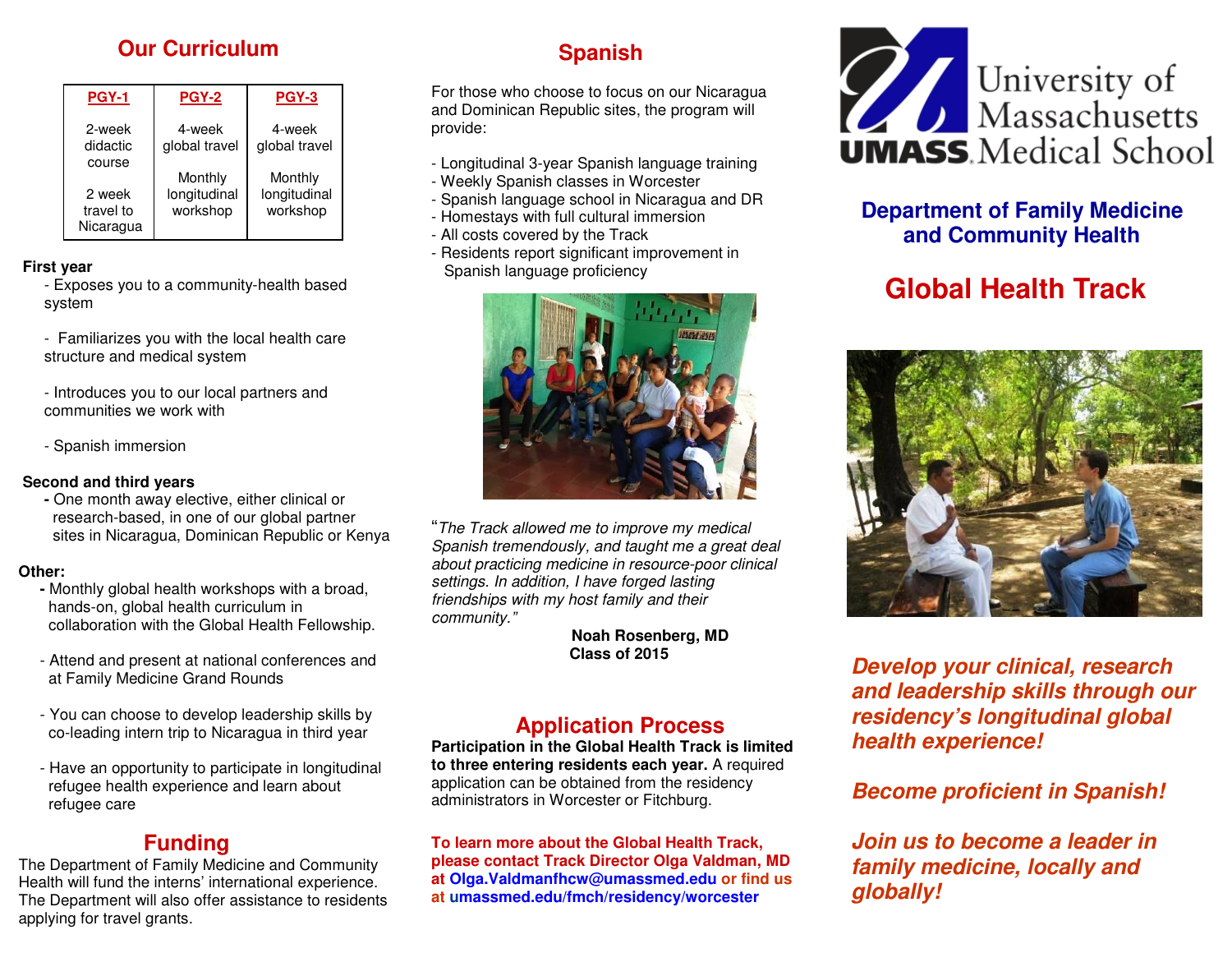## Our Curriculum

| PGY-1 | PGY-2 | PGY-3 |
|---|---|---|
| 2-week didactic course<br><br>2 week travel to Nicaragua | 4-week global travel<br><br>Monthly longitudinal workshop | 4-week global travel<br><br>Monthly longitudinal workshop |

**First year**

- Exposes you to a community-health based system
- Familiarizes you with the local health care structure and medical system
- Introduces you to our local partners and communities we work with
- Spanish immersion

**Second and third years**

- One month away elective, either clinical or research-based, in one of our global partner sites in Nicaragua, Dominican Republic or Kenya

**Other:**

- Monthly global health workshops with a broad, hands-on, global health curriculum in collaboration with the Global Health Fellowship.
- Attend and present at national conferences and at Family Medicine Grand Rounds
- You can choose to develop leadership skills by co-leading intern trip to Nicaragua in third year
- Have an opportunity to participate in longitudinal refugee health experience and learn about refugee care

## Funding

The Department of Family Medicine and Community Health will fund the interns' international experience. The Department will also offer assistance to residents applying for travel grants.

## Spanish

For those who choose to focus on our Nicaragua and Dominican Republic sites, the program will provide:

- Longitudinal 3-year Spanish language training
- Weekly Spanish classes in Worcester
- Spanish language school in Nicaragua and DR
- Homestays with full cultural immersion
- All costs covered by the Track
- Residents report significant improvement in Spanish language proficiency

"*The Track allowed me to improve my medical Spanish tremendously, and taught me a great deal about practicing medicine in resource-poor clinical settings. In addition, I have forged lasting friendships with my host family and their community.*"

**Noah Rosenberg, MD**
**Class of 2015**

## Application Process

**Participation in the Global Health Track is limited to three entering residents each year.** A required application can be obtained from the residency administrators in Worcester or Fitchburg.

**To learn more about the Global Health Track, please contact Track Director Olga Valdman, MD at Olga.Valdmanfhcw@umassmed.edu or find us at umassmed.edu/fmch/residency/worcester**

University of Massachusetts
UMASS Medical School

## Department of Family Medicine and Community Health

# Global Health Track

***Develop your clinical, research and leadership skills through our residency's longitudinal global health experience!***

***Become proficient in Spanish!***

***Join us to become a leader in family medicine, locally and globally!***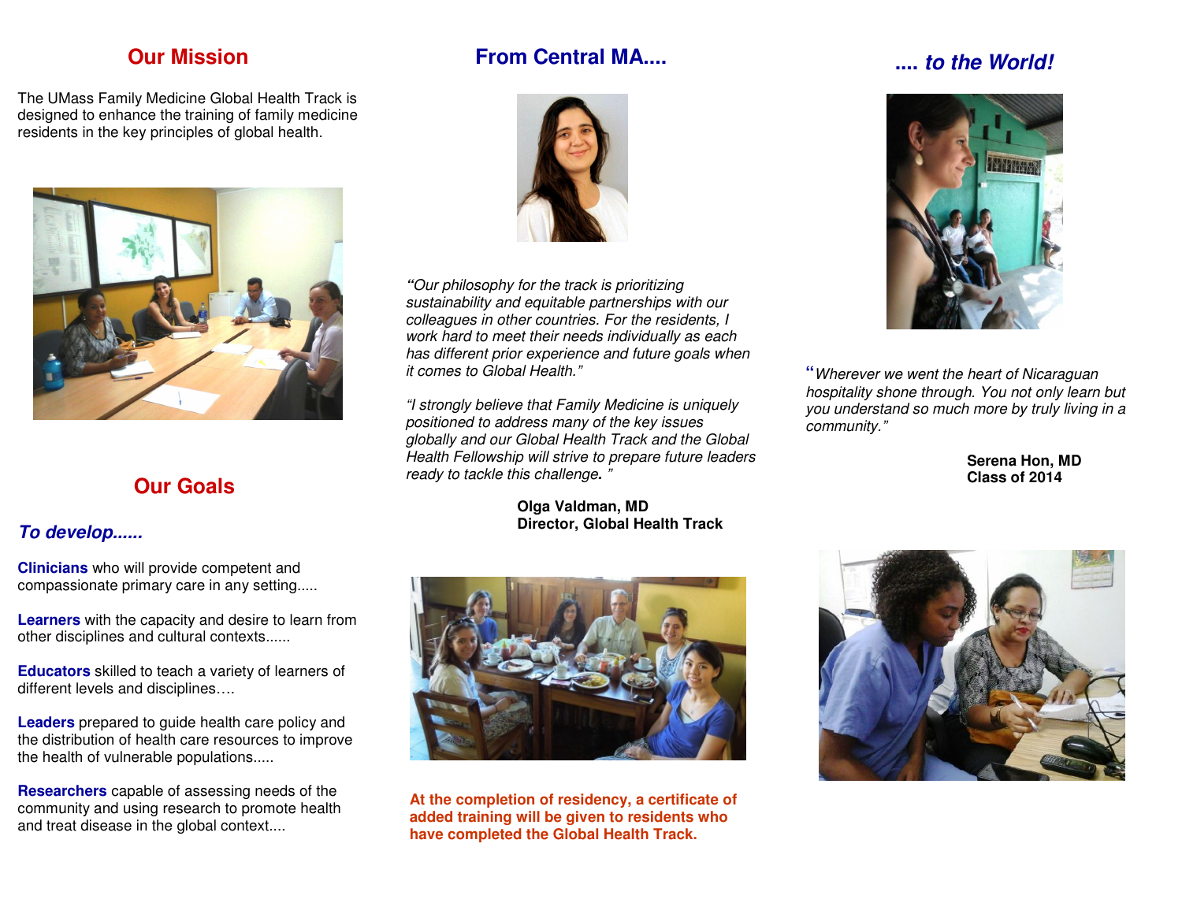## Our Mission

The UMass Family Medicine Global Health Track is designed to enhance the training of family medicine residents in the key principles of global health.

## Our Goals

### *To develop......*

**Clinicians** who will provide competent and compassionate primary care in any setting.....

**Learners** with the capacity and desire to learn from other disciplines and cultural contexts......

**Educators** skilled to teach a variety of learners of different levels and disciplines….

**Leaders** prepared to guide health care policy and the distribution of health care resources to improve the health of vulnerable populations.....

**Researchers** capable of assessing needs of the community and using research to promote health and treat disease in the global context....

## From Central MA....

*"Our philosophy for the track is prioritizing sustainability and equitable partnerships with our colleagues in other countries. For the residents, I work hard to meet their needs individually as each has different prior experience and future goals when it comes to Global Health."*

*"I strongly believe that Family Medicine is uniquely positioned to address many of the key issues globally and our Global Health Track and the Global Health Fellowship will strive to prepare future leaders ready to tackle this challenge."*

**Olga Valdman, MD**
**Director, Global Health Track**

**At the completion of residency, a certificate of added training will be given to residents who have completed the Global Health Track.**

## *.... to the World!*

*"Wherever we went the heart of Nicaraguan hospitality shone through. You not only learn but you understand so much more by truly living in a community."*

**Serena Hon, MD**
**Class of 2014**